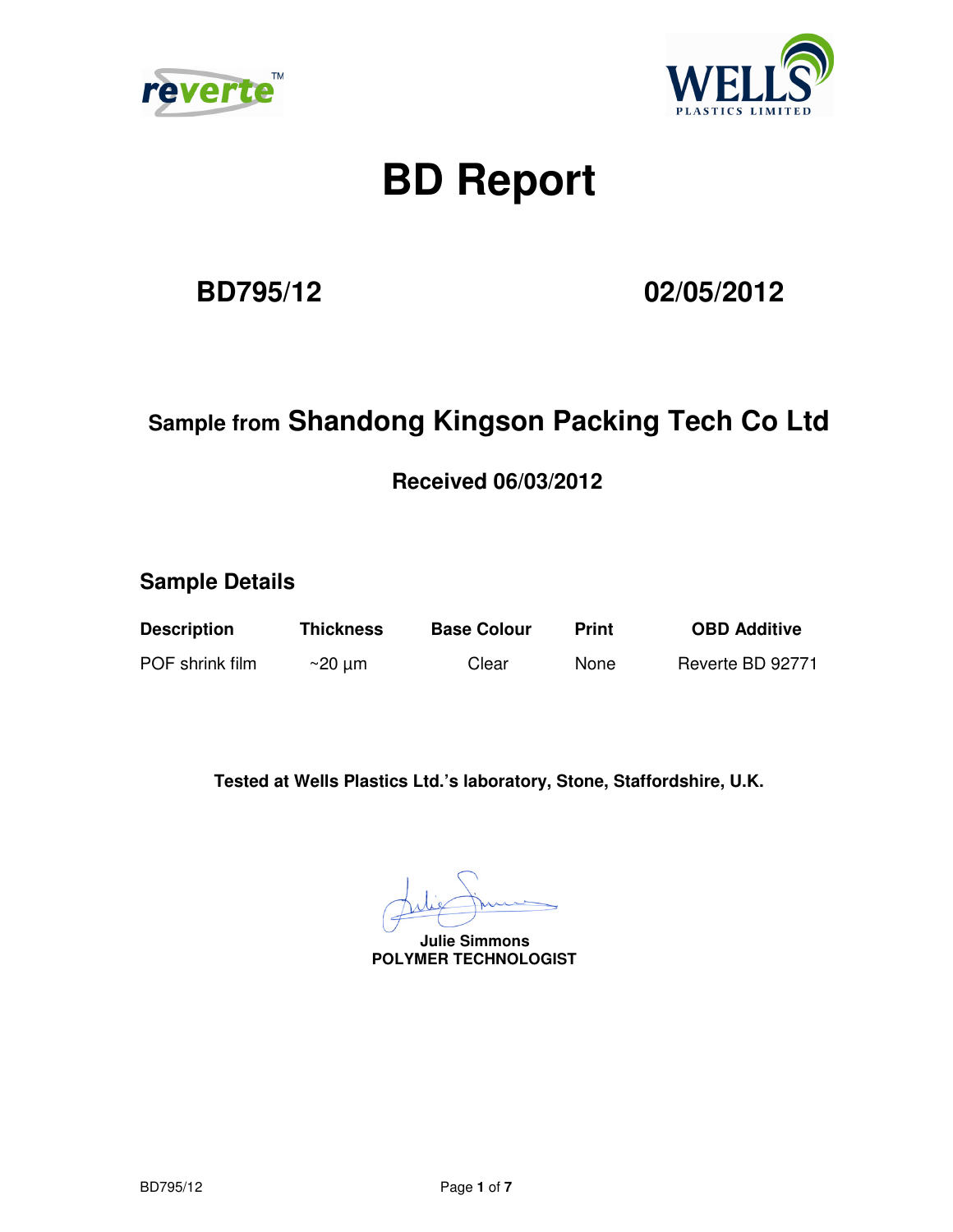# BD Report

## BD795/12 02/05/2012

### Sample from Shandong Kingson Packing Tech Co Ltd

**Received 06/03/2012**

### Sample Details

| Description | Thickness | Base Colour | Print | OBD Additive |
| --- | --- | --- | --- | --- |
| POF shrink film | ~20 µm | Clear | None | Reverte BD 92771 |

**Tested at Wells Plastics Ltd.'s laboratory, Stone, Staffordshire, U.K.**

**Julie Simmons**
**POLYMER TECHNOLOGIST**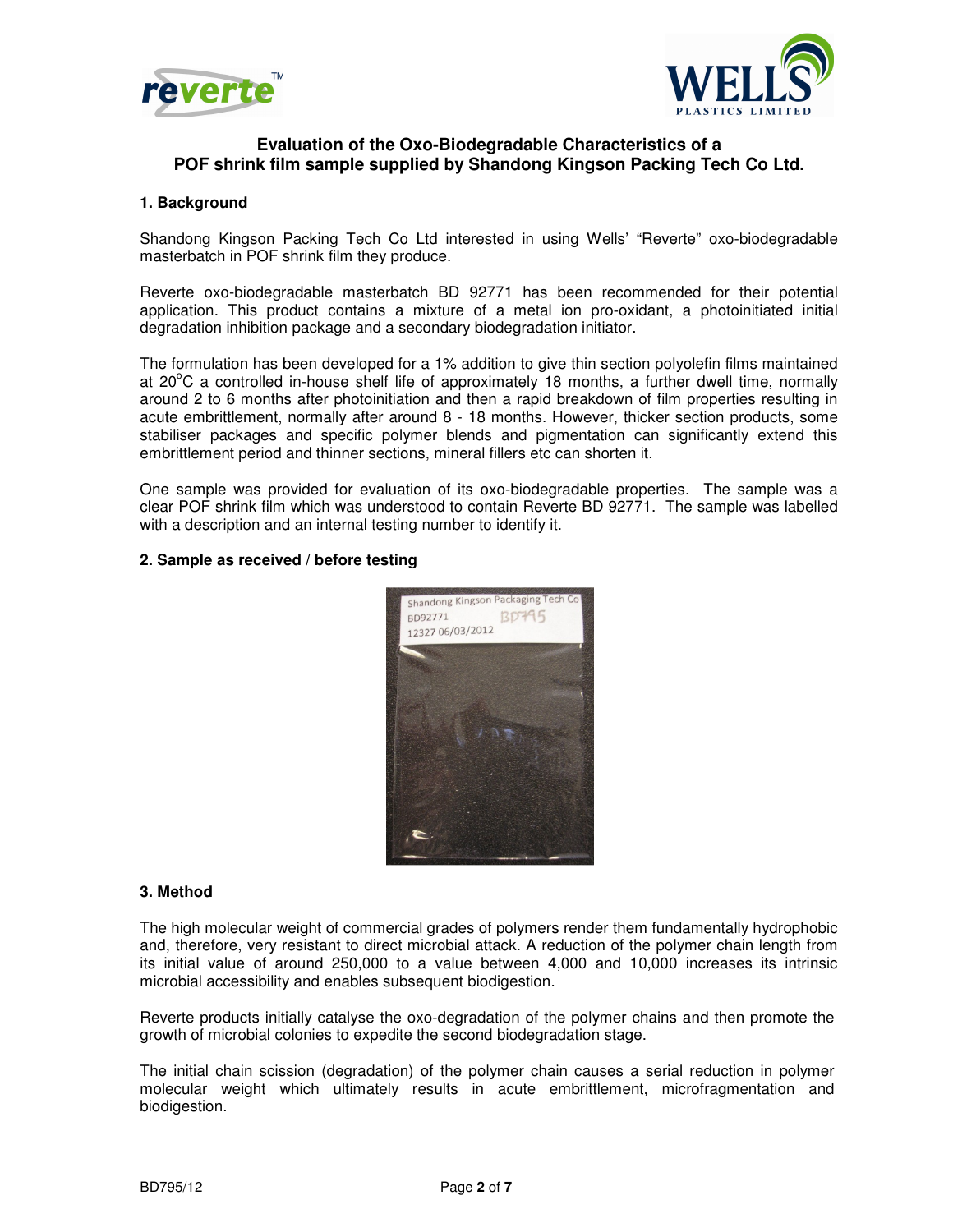# Evaluation of the Oxo-Biodegradable Characteristics of a POF shrink film sample supplied by Shandong Kingson Packing Tech Co Ltd.

## 1. Background

Shandong Kingson Packing Tech Co Ltd interested in using Wells' "Reverte" oxo-biodegradable masterbatch in POF shrink film they produce.

Reverte oxo-biodegradable masterbatch BD 92771 has been recommended for their potential application. This product contains a mixture of a metal ion pro-oxidant, a photoinitiated initial degradation inhibition package and a secondary biodegradation initiator.

The formulation has been developed for a 1% addition to give thin section polyolefin films maintained at 20$^{o}$C a controlled in-house shelf life of approximately 18 months, a further dwell time, normally around 2 to 6 months after photoinitiation and then a rapid breakdown of film properties resulting in acute embrittlement, normally after around 8 - 18 months. However, thicker section products, some stabiliser packages and specific polymer blends and pigmentation can significantly extend this embrittlement period and thinner sections, mineral fillers etc can shorten it.

One sample was provided for evaluation of its oxo-biodegradable properties. The sample was a clear POF shrink film which was understood to contain Reverte BD 92771. The sample was labelled with a description and an internal testing number to identify it.

## 2. Sample as received / before testing

Shandong Kingson Packaging Tech Co
BD92771 BD795
12327 06/03/2012

## 3. Method

The high molecular weight of commercial grades of polymers render them fundamentally hydrophobic and, therefore, very resistant to direct microbial attack. A reduction of the polymer chain length from its initial value of around 250,000 to a value between 4,000 and 10,000 increases its intrinsic microbial accessibility and enables subsequent biodigestion.

Reverte products initially catalyse the oxo-degradation of the polymer chains and then promote the growth of microbial colonies to expedite the second biodegradation stage.

The initial chain scission (degradation) of the polymer chain causes a serial reduction in polymer molecular weight which ultimately results in acute embrittlement, microfragmentation and biodigestion.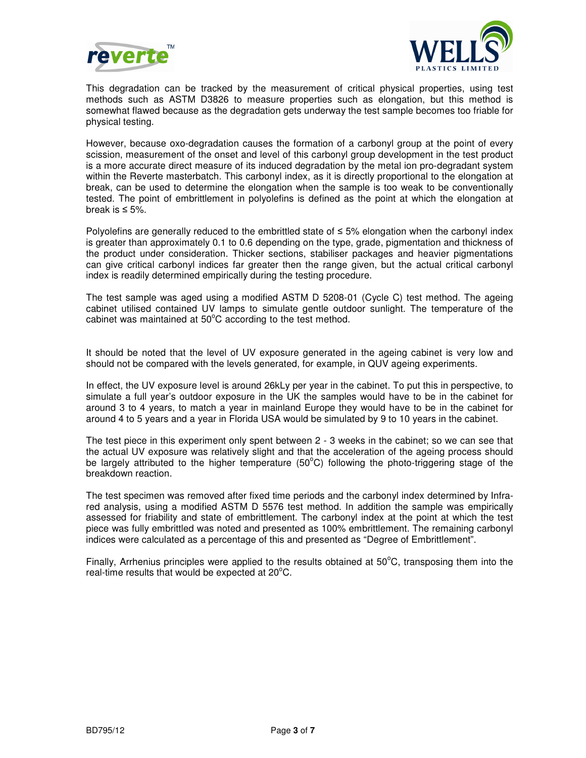This degradation can be tracked by the measurement of critical physical properties, using test methods such as ASTM D3826 to measure properties such as elongation, but this method is somewhat flawed because as the degradation gets underway the test sample becomes too friable for physical testing.

However, because oxo-degradation causes the formation of a carbonyl group at the point of every scission, measurement of the onset and level of this carbonyl group development in the test product is a more accurate direct measure of its induced degradation by the metal ion pro-degradant system within the Reverte masterbatch. This carbonyl index, as it is directly proportional to the elongation at break, can be used to determine the elongation when the sample is too weak to be conventionally tested. The point of embrittlement in polyolefins is defined as the point at which the elongation at break is ≤ 5%.

Polyolefins are generally reduced to the embrittled state of ≤ 5% elongation when the carbonyl index is greater than approximately 0.1 to 0.6 depending on the type, grade, pigmentation and thickness of the product under consideration. Thicker sections, stabiliser packages and heavier pigmentations can give critical carbonyl indices far greater then the range given, but the actual critical carbonyl index is readily determined empirically during the testing procedure.

The test sample was aged using a modified ASTM D 5208-01 (Cycle C) test method. The ageing cabinet utilised contained UV lamps to simulate gentle outdoor sunlight. The temperature of the cabinet was maintained at 50°C according to the test method.

It should be noted that the level of UV exposure generated in the ageing cabinet is very low and should not be compared with the levels generated, for example, in QUV ageing experiments.

In effect, the UV exposure level is around 26kLy per year in the cabinet. To put this in perspective, to simulate a full year's outdoor exposure in the UK the samples would have to be in the cabinet for around 3 to 4 years, to match a year in mainland Europe they would have to be in the cabinet for around 4 to 5 years and a year in Florida USA would be simulated by 9 to 10 years in the cabinet.

The test piece in this experiment only spent between 2 - 3 weeks in the cabinet; so we can see that the actual UV exposure was relatively slight and that the acceleration of the ageing process should be largely attributed to the higher temperature (50°C) following the photo-triggering stage of the breakdown reaction.

The test specimen was removed after fixed time periods and the carbonyl index determined by Infra-red analysis, using a modified ASTM D 5576 test method. In addition the sample was empirically assessed for friability and state of embrittlement. The carbonyl index at the point at which the test piece was fully embrittled was noted and presented as 100% embrittlement. The remaining carbonyl indices were calculated as a percentage of this and presented as "Degree of Embrittlement".

Finally, Arrhenius principles were applied to the results obtained at 50°C, transposing them into the real-time results that would be expected at 20°C.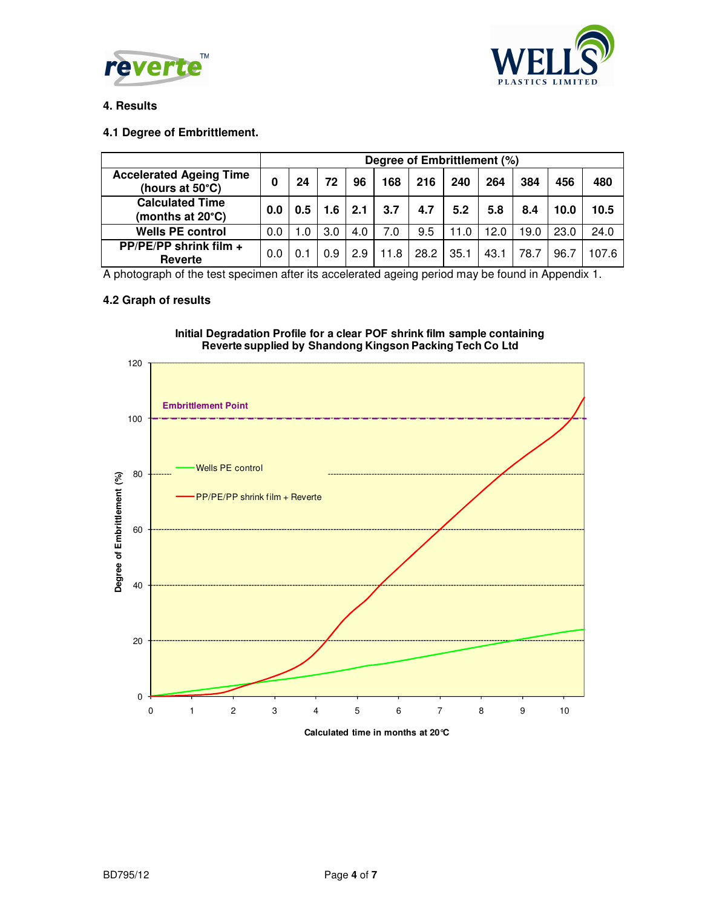## 4. Results

### 4.1 Degree of Embrittlement.

| | Degree of Embrittlement (%) | | | | | | | | | | |
|---|---|---|---|---|---|---|---|---|---|---|---|
| **Accelerated Ageing Time (hours at 50°C)** | **0** | **24** | **72** | **96** | **168** | **216** | **240** | **264** | **384** | **456** | **480** |
| **Calculated Time (months at 20°C)** | **0.0** | **0.5** | **1.6** | **2.1** | **3.7** | **4.7** | **5.2** | **5.8** | **8.4** | **10.0** | **10.5** |
| **Wells PE control** | 0.0 | 1.0 | 3.0 | 4.0 | 7.0 | 9.5 | 11.0 | 12.0 | 19.0 | 23.0 | 24.0 |
| **PP/PE/PP shrink film + Reverte** | 0.0 | 0.1 | 0.9 | 2.9 | 11.8 | 28.2 | 35.1 | 43.1 | 78.7 | 96.7 | 107.6 |

A photograph of the test specimen after its accelerated ageing period may be found in Appendix 1.

### 4.2 Graph of results

**Initial Degradation Profile for a clear POF shrink film sample containing Reverte supplied by Shandong Kingson Packing Tech Co Ltd**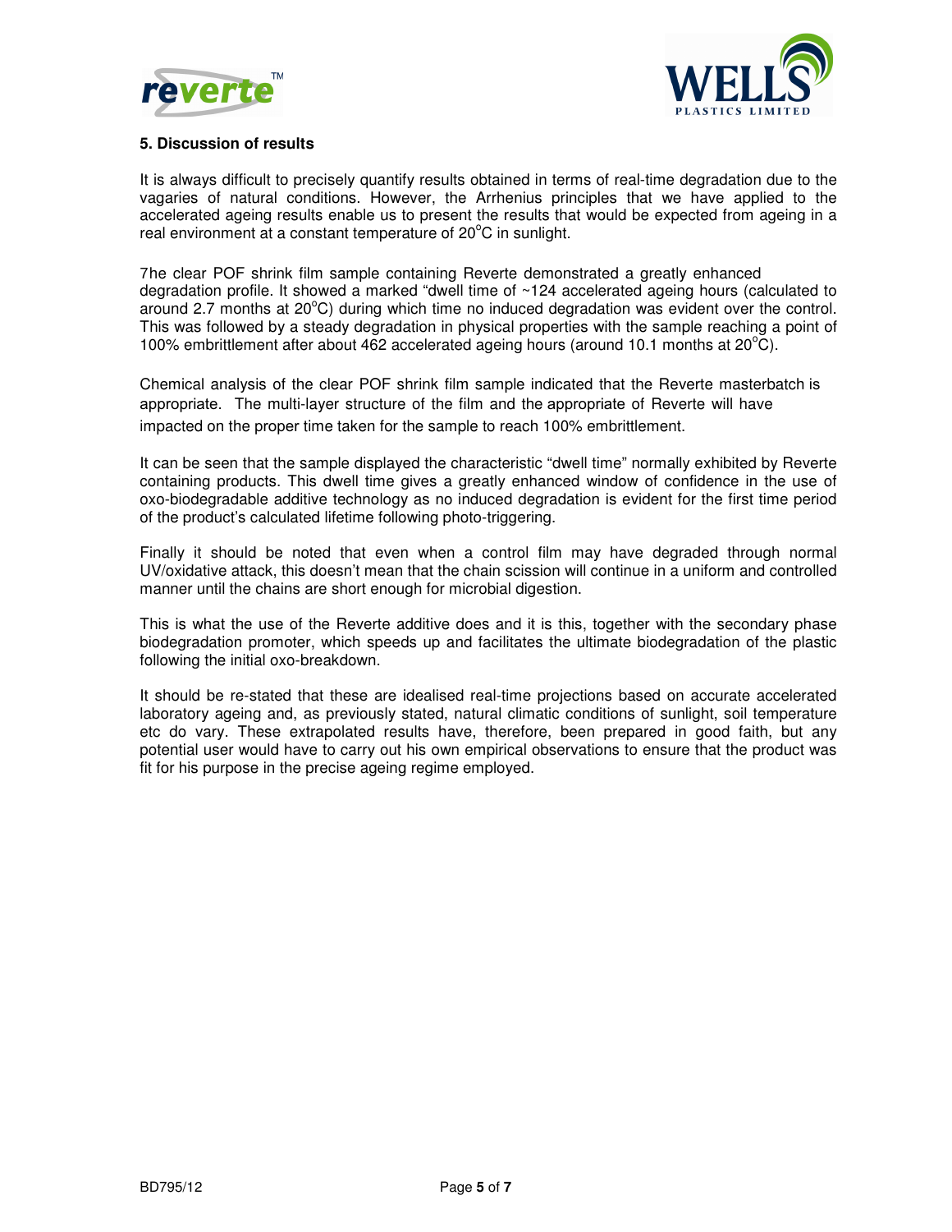### 5. Discussion of results

It is always difficult to precisely quantify results obtained in terms of real-time degradation due to the vagaries of natural conditions. However, the Arrhenius principles that we have applied to the accelerated ageing results enable us to present the results that would be expected from ageing in a real environment at a constant temperature of 20°C in sunlight.

7he clear POF shrink film sample containing Reverte demonstrated a greatly enhanced degradation profile. It showed a marked "dwell time of ~124 accelerated ageing hours (calculated to around 2.7 months at 20°C) during which time no induced degradation was evident over the control. This was followed by a steady degradation in physical properties with the sample reaching a point of 100% embrittlement after about 462 accelerated ageing hours (around 10.1 months at 20°C).

Chemical analysis of the clear POF shrink film sample indicated that the Reverte masterbatch is appropriate. The multi-layer structure of the film and the appropriate of Reverte will have impacted on the proper time taken for the sample to reach 100% embrittlement.

It can be seen that the sample displayed the characteristic "dwell time" normally exhibited by Reverte containing products. This dwell time gives a greatly enhanced window of confidence in the use of oxo-biodegradable additive technology as no induced degradation is evident for the first time period of the product's calculated lifetime following photo-triggering.

Finally it should be noted that even when a control film may have degraded through normal UV/oxidative attack, this doesn't mean that the chain scission will continue in a uniform and controlled manner until the chains are short enough for microbial digestion.

This is what the use of the Reverte additive does and it is this, together with the secondary phase biodegradation promoter, which speeds up and facilitates the ultimate biodegradation of the plastic following the initial oxo-breakdown.

It should be re-stated that these are idealised real-time projections based on accurate accelerated laboratory ageing and, as previously stated, natural climatic conditions of sunlight, soil temperature etc do vary. These extrapolated results have, therefore, been prepared in good faith, but any potential user would have to carry out his own empirical observations to ensure that the product was fit for his purpose in the precise ageing regime employed.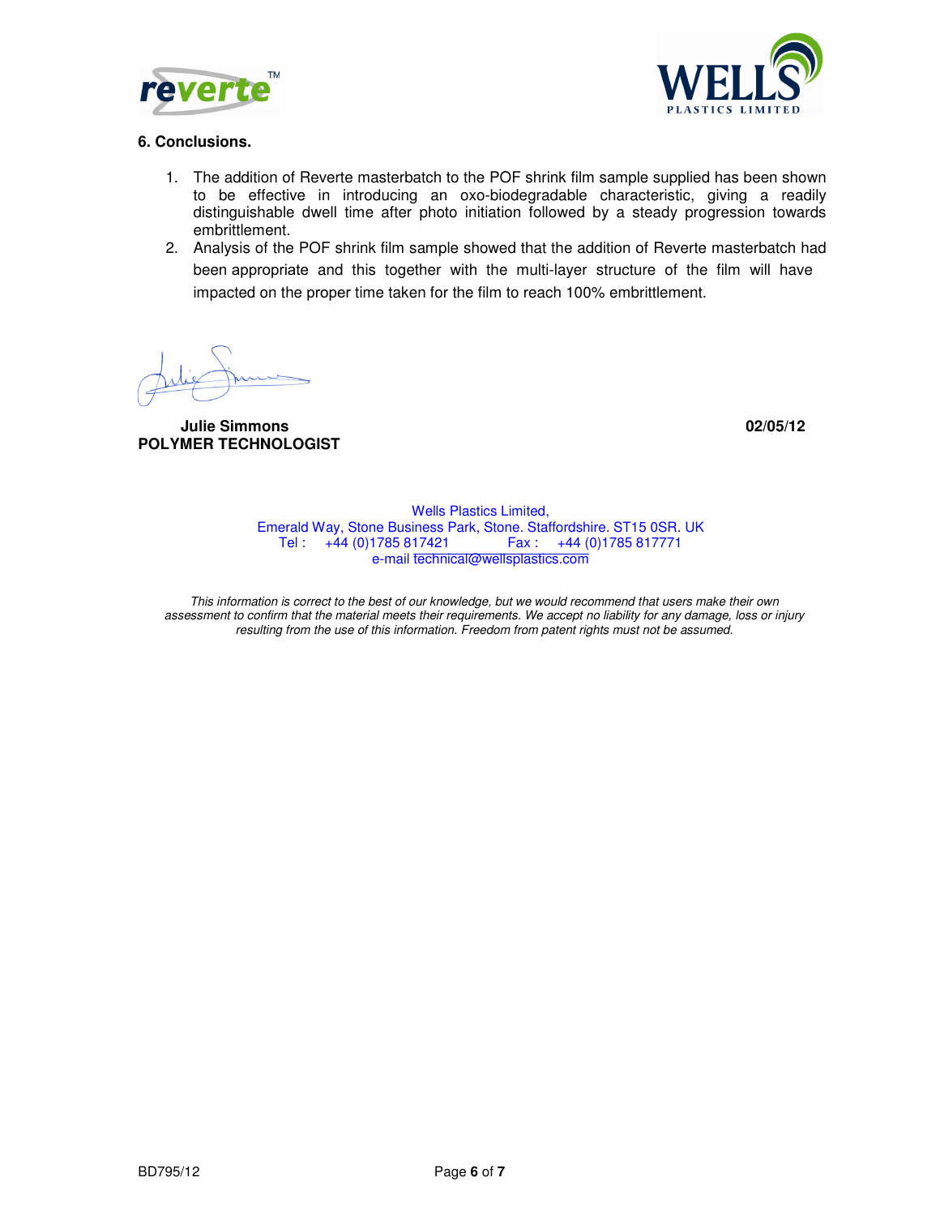## 6. Conclusions.

1. The addition of Reverte masterbatch to the POF shrink film sample supplied has been shown to be effective in introducing an oxo-biodegradable characteristic, giving a readily distinguishable dwell time after photo initiation followed by a steady progression towards embrittlement.
2. Analysis of the POF shrink film sample showed that the addition of Reverte masterbatch had been appropriate and this together with the multi-layer structure of the film will have impacted on the proper time taken for the film to reach 100% embrittlement.

**Julie Simmons**
**POLYMER TECHNOLOGIST**

**02/05/12**

Wells Plastics Limited,
Emerald Way, Stone Business Park, Stone. Staffordshire. ST15 0SR. UK
Tel : +44 (0)1785 817421 Fax : +44 (0)1785 817771
e-mail technical@wellsplastics.com

*This information is correct to the best of our knowledge, but we would recommend that users make their own assessment to confirm that the material meets their requirements. We accept no liability for any damage, loss or injury resulting from the use of this information. Freedom from patent rights must not be assumed.*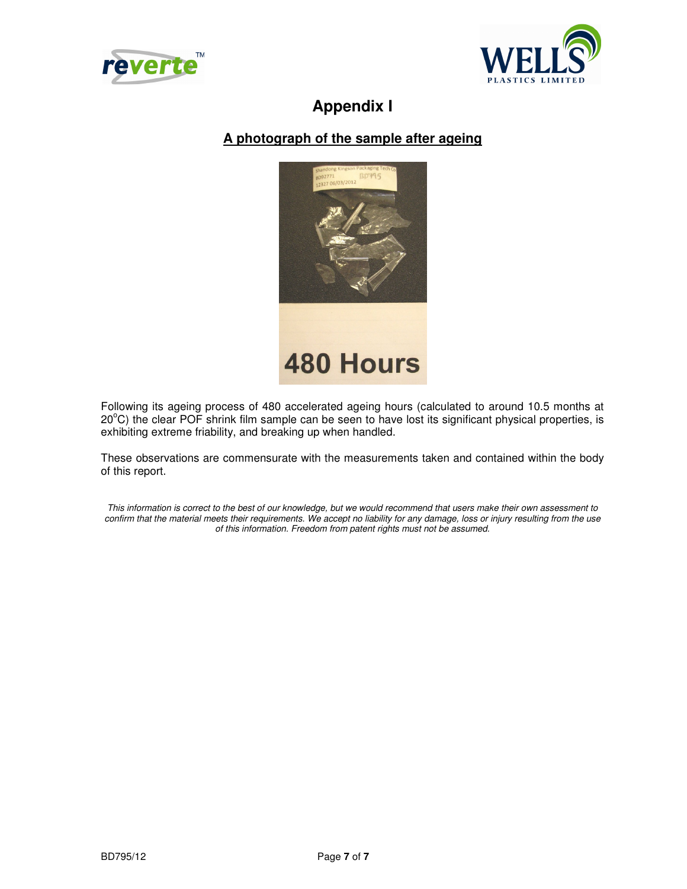# Appendix I

## A photograph of the sample after ageing

Following its ageing process of 480 accelerated ageing hours (calculated to around 10.5 months at 20°C) the clear POF shrink film sample can be seen to have lost its significant physical properties, is exhibiting extreme friability, and breaking up when handled.

These observations are commensurate with the measurements taken and contained within the body of this report.

*This information is correct to the best of our knowledge, but we would recommend that users make their own assessment to confirm that the material meets their requirements. We accept no liability for any damage, loss or injury resulting from the use of this information. Freedom from patent rights must not be assumed.*